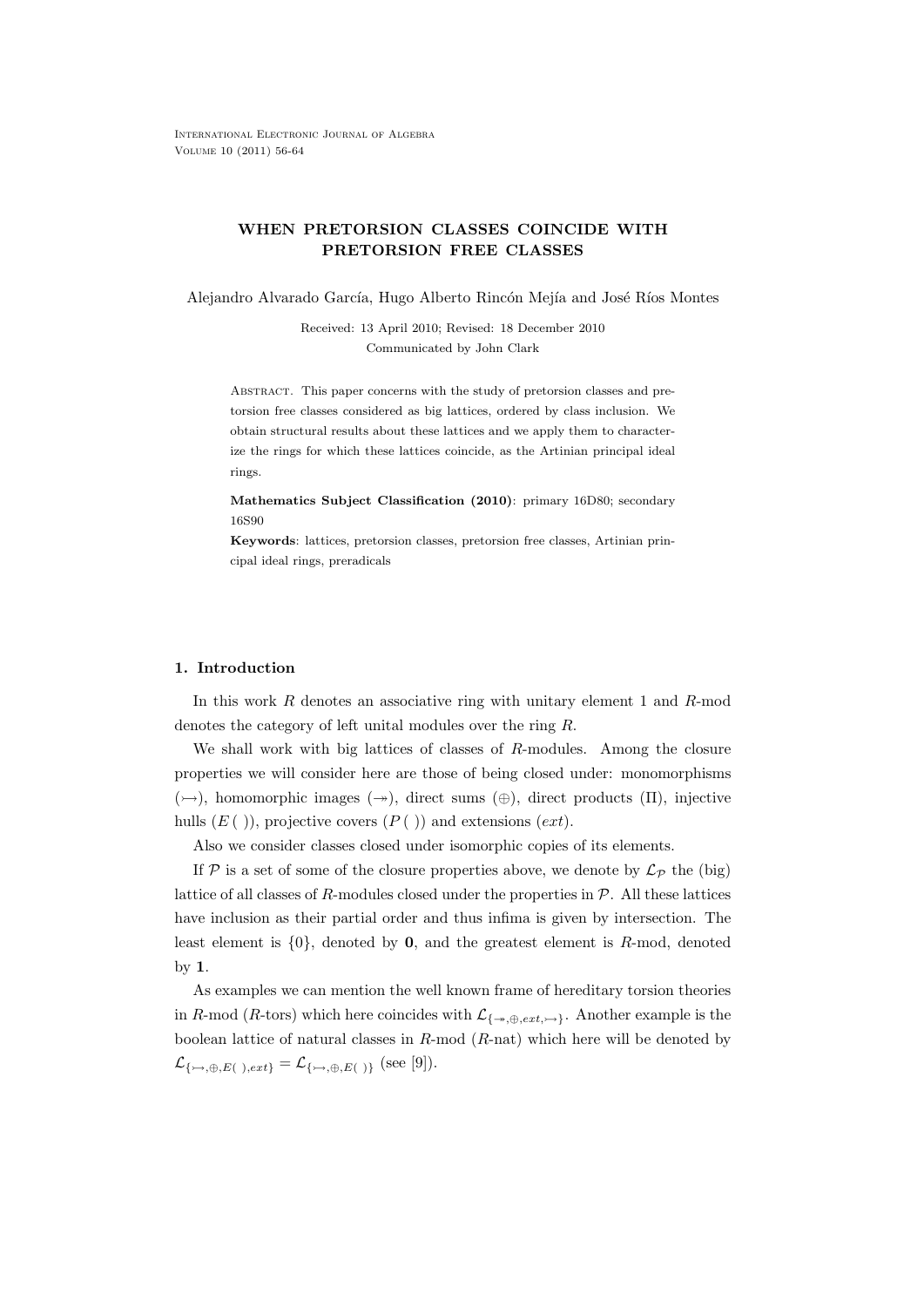# WHEN PRETORSION CLASSES COINCIDE WITH PRETORSION FREE CLASSES

Alejandro Alvarado García, Hugo Alberto Rincón Mejía and José Ríos Montes

Received: 13 April 2010; Revised: 18 December 2010
Communicated by John Clark

Abstract. This paper concerns with the study of pretorsion classes and pretorsion free classes considered as big lattices, ordered by class inclusion. We obtain structural results about these lattices and we apply them to characterize the rings for which these lattices coincide, as the Artinian principal ideal rings.

**Mathematics Subject Classification (2010)**: primary 16D80; secondary 16S90

**Keywords**: lattices, pretorsion classes, pretorsion free classes, Artinian principal ideal rings, preradicals

## 1. Introduction

In this work $R$ denotes an associative ring with unitary element 1 and $R$-mod denotes the category of left unital modules over the ring $R$.

We shall work with big lattices of classes of $R$-modules. Among the closure properties we will consider here are those of being closed under: monomorphisms ($\rightarrowtail$), homomorphic images ($\twoheadrightarrow$), direct sums ($\oplus$), direct products ($\Pi$), injective hulls ($E(\ )$), projective covers ($P(\ )$) and extensions ($ext$).

Also we consider classes closed under isomorphic copies of its elements.

If $\mathcal{P}$ is a set of some of the closure properties above, we denote by $\mathcal{L}_{\mathcal{P}}$ the (big) lattice of all classes of $R$-modules closed under the properties in $\mathcal{P}$. All these lattices have inclusion as their partial order and thus infima is given by intersection. The least element is $\{0\}$, denoted by $\mathbf{0}$, and the greatest element is $R$-mod, denoted by $\mathbf{1}$.

As examples we can mention the well known frame of hereditary torsion theories in $R$-mod ($R$-tors) which here coincides with $\mathcal{L}_{\{\twoheadrightarrow,\oplus,ext,\rightarrowtail\}}$. Another example is the boolean lattice of natural classes in $R$-mod ($R$-nat) which here will be denoted by $\mathcal{L}_{\{\rightarrowtail,\oplus,E(\ ),ext\}} = \mathcal{L}_{\{\rightarrowtail,\oplus,E(\ )\}}$ (see [9]).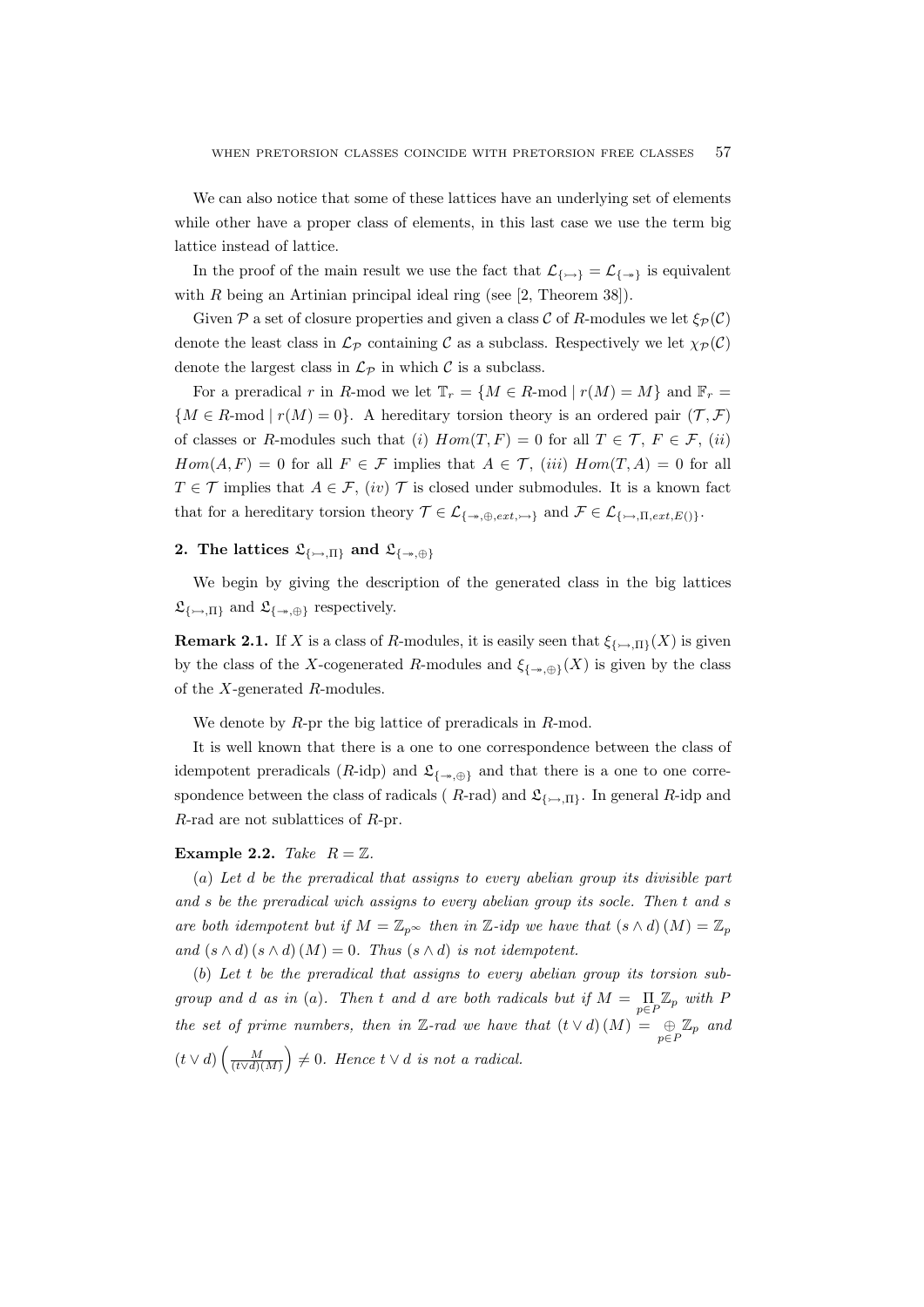We can also notice that some of these lattices have an underlying set of elements while other have a proper class of elements, in this last case we use the term big lattice instead of lattice.

In the proof of the main result we use the fact that $\mathcal{L}_{\{\rightarrowtail\}} = \mathcal{L}_{\{\twoheadrightarrow\}}$ is equivalent with $R$ being an Artinian principal ideal ring (see [2, Theorem 38]).

Given $\mathcal{P}$ a set of closure properties and given a class $\mathcal{C}$ of $R$-modules we let $\xi_{\mathcal{P}}(\mathcal{C})$ denote the least class in $\mathcal{L}_{\mathcal{P}}$ containing $\mathcal{C}$ as a subclass. Respectively we let $\chi_{\mathcal{P}}(\mathcal{C})$ denote the largest class in $\mathcal{L}_{\mathcal{P}}$ in which $\mathcal{C}$ is a subclass.

For a preradical $r$ in $R$-mod we let $\mathbb{T}_r = \{M \in R\text{-mod} \mid r(M) = M\}$ and $\mathbb{F}_r = \{M \in R\text{-mod} \mid r(M) = 0\}$. A hereditary torsion theory is an ordered pair $(\mathcal{T}, \mathcal{F})$ of classes or $R$-modules such that $(i)$ $Hom(T, F) = 0$ for all $T \in \mathcal{T}$, $F \in \mathcal{F}$, $(ii)$ $Hom(A, F) = 0$ for all $F \in \mathcal{F}$ implies that $A \in \mathcal{T}$, $(iii)$ $Hom(T, A) = 0$ for all $T \in \mathcal{T}$ implies that $A \in \mathcal{F}$, $(iv)$ $\mathcal{T}$ is closed under submodules. It is a known fact that for a hereditary torsion theory $\mathcal{T} \in \mathcal{L}_{\{\twoheadrightarrow, \oplus, ext, \rightarrowtail\}}$ and $\mathcal{F} \in \mathcal{L}_{\{\rightarrowtail, \Pi, ext, E()\}}$.

## 2. The lattices $\mathfrak{L}_{\{\rightarrowtail, \Pi\}}$ and $\mathfrak{L}_{\{\twoheadrightarrow, \oplus\}}$

We begin by giving the description of the generated class in the big lattices $\mathfrak{L}_{\{\rightarrowtail, \Pi\}}$ and $\mathfrak{L}_{\{\twoheadrightarrow, \oplus\}}$ respectively.

**Remark 2.1.** If $X$ is a class of $R$-modules, it is easily seen that $\xi_{\{\rightarrowtail, \Pi\}}(X)$ is given by the class of the $X$-cogenerated $R$-modules and $\xi_{\{\twoheadrightarrow, \oplus\}}(X)$ is given by the class of the $X$-generated $R$-modules.

We denote by $R$-pr the big lattice of preradicals in $R$-mod.

It is well known that there is a one to one correspondence between the class of idempotent preradicals ($R$-idp) and $\mathfrak{L}_{\{\twoheadrightarrow, \oplus\}}$ and that there is a one to one correspondence between the class of radicals ( $R$-rad) and $\mathfrak{L}_{\{\rightarrowtail, \Pi\}}$. In general $R$-idp and $R$-rad are not sublattices of $R$-pr.

**Example 2.2.** *Take* $R = \mathbb{Z}$.

$(a)$ *Let $d$ be the preradical that assigns to every abelian group its divisible part and $s$ be the preradical wich assigns to every abelian group its socle. Then $t$ and $s$ are both idempotent but if $M = \mathbb{Z}_{p^\infty}$ then in $\mathbb{Z}$-idp we have that $(s \wedge d)(M) = \mathbb{Z}_p$ and $(s \wedge d)(s \wedge d)(M) = 0$. Thus $(s \wedge d)$ is not idempotent.*

$(b)$ *Let $t$ be the preradical that assigns to every abelian group its torsion subgroup and $d$ as in $(a)$. Then $t$ and $d$ are both radicals but if $M = \prod_{p \in P} \mathbb{Z}_p$ with $P$ the set of prime numbers, then in $\mathbb{Z}$-rad we have that $(t \vee d)(M) = \bigoplus_{p \in P} \mathbb{Z}_p$ and $(t \vee d)\left(\frac{M}{(t \vee d)(M)}\right) \neq 0$. Hence $t \vee d$ is not a radical.*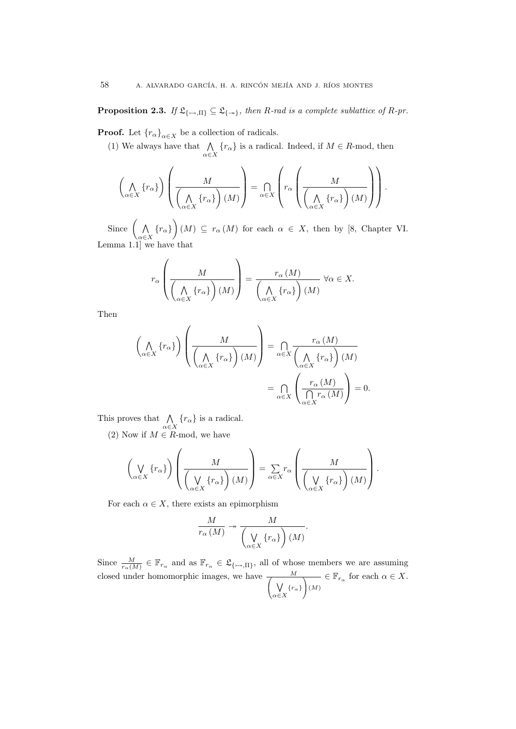**Proposition 2.3.** *If $\mathfrak{L}_{\{\rightarrowtail,\Pi\}} \subseteq \mathfrak{L}_{\{\twoheadrightarrow\}}$, then R-rad is a complete sublattice of R-pr.*

**Proof.** Let $\{r_\alpha\}_{\alpha\in X}$ be a collection of radicals.

(1) We always have that $\bigwedge\limits_{\alpha\in X}\{r_\alpha\}$ is a radical. Indeed, if $M \in R$-mod, then

$$\left(\bigwedge_{\alpha\in X}\{r_\alpha\}\right)\left(\frac{M}{\left(\bigwedge\limits_{\alpha\in X}\{r_\alpha\}\right)(M)}\right) = \bigcap_{\alpha\in X}\left(r_\alpha\left(\frac{M}{\left(\bigwedge\limits_{\alpha\in X}\{r_\alpha\}\right)(M)}\right)\right).$$

Since $\left(\bigwedge\limits_{\alpha\in X}\{r_\alpha\}\right)(M) \subseteq r_\alpha(M)$ for each $\alpha \in X$, then by [8, Chapter VI. Lemma 1.1] we have that

$$r_\alpha\left(\frac{M}{\left(\bigwedge\limits_{\alpha\in X}\{r_\alpha\}\right)(M)}\right) = \frac{r_\alpha(M)}{\left(\bigwedge\limits_{\alpha\in X}\{r_\alpha\}\right)(M)}\ \forall\alpha\in X.$$

Then

$$\begin{aligned}\left(\bigwedge_{\alpha\in X}\{r_\alpha\}\right)\left(\frac{M}{\left(\bigwedge\limits_{\alpha\in X}\{r_\alpha\}\right)(M)}\right) &= \bigcap_{\alpha\in X}\frac{r_\alpha(M)}{\left(\bigwedge\limits_{\alpha\in X}\{r_\alpha\}\right)(M)}\\ &= \bigcap_{\alpha\in X}\left(\frac{r_\alpha(M)}{\bigcap\limits_{\alpha\in X} r_\alpha(M)}\right) = 0.\end{aligned}$$

This proves that $\bigwedge\limits_{\alpha\in X}\{r_\alpha\}$ is a radical.

(2) Now if $M \in R$-mod, we have

$$\left(\bigvee_{\alpha\in X}\{r_\alpha\}\right)\left(\frac{M}{\left(\bigvee\limits_{\alpha\in X}\{r_\alpha\}\right)(M)}\right) = \sum_{\alpha\in X} r_\alpha\left(\frac{M}{\left(\bigvee\limits_{\alpha\in X}\{r_\alpha\}\right)(M)}\right).$$

For each $\alpha \in X$, there exists an epimorphism

$$\frac{M}{r_\alpha(M)} \twoheadrightarrow \frac{M}{\left(\bigvee\limits_{\alpha\in X}\{r_\alpha\}\right)(M)}.$$

Since $\frac{M}{r_\alpha(M)} \in \mathbb{F}_{r_\alpha}$ and as $\mathbb{F}_{r_\alpha} \in \mathfrak{L}_{\{\rightarrowtail,\Pi\}}$, all of whose members we are assuming closed under homomorphic images, we have $\frac{M}{\left(\bigvee\limits_{\alpha\in X}\{r_\alpha\}\right)(M)} \in \mathbb{F}_{r_\alpha}$ for each $\alpha \in X$.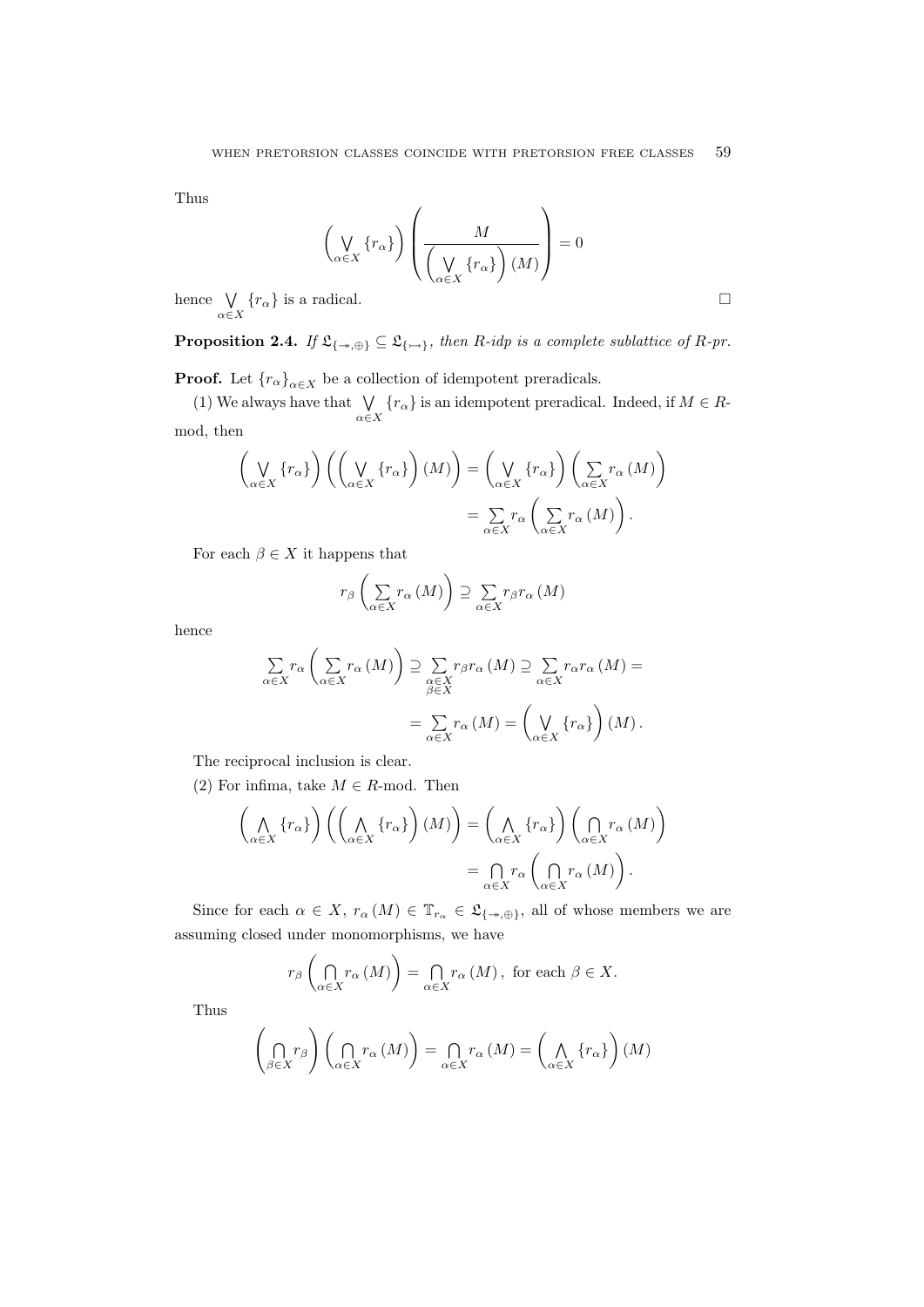Thus

$$\left(\bigvee_{\alpha\in X}\{r_\alpha\}\right)\left(\frac{M}{\left(\bigvee_{\alpha\in X}\{r_\alpha\}\right)(M)}\right)=0$$

hence $\bigvee_{\alpha\in X}\{r_\alpha\}$ is a radical. □

**Proposition 2.4.** *If $\mathfrak{L}_{\{\twoheadrightarrow,\oplus\}}\subseteq\mathfrak{L}_{\{\rightarrowtail\}}$, then $R$-idp is a complete sublattice of $R$-pr.*

**Proof.** Let $\{r_\alpha\}_{\alpha\in X}$ be a collection of idempotent preradicals.

(1) We always have that $\bigvee_{\alpha\in X}\{r_\alpha\}$ is an idempotent preradical. Indeed, if $M\in R$-mod, then

$$\begin{aligned}\left(\bigvee_{\alpha\in X}\{r_\alpha\}\right)\left(\left(\bigvee_{\alpha\in X}\{r_\alpha\}\right)(M)\right)&=\left(\bigvee_{\alpha\in X}\{r_\alpha\}\right)\left(\sum_{\alpha\in X}r_\alpha(M)\right)\\&=\sum_{\alpha\in X}r_\alpha\left(\sum_{\alpha\in X}r_\alpha(M)\right).\end{aligned}$$

For each $\beta\in X$ it happens that

$$r_\beta\left(\sum_{\alpha\in X}r_\alpha(M)\right)\supseteq\sum_{\alpha\in X}r_\beta r_\alpha(M)$$

hence

$$\begin{aligned}\sum_{\alpha\in X}r_\alpha\left(\sum_{\alpha\in X}r_\alpha(M)\right)&\supseteq\sum_{\substack{\alpha\in X\\ \beta\in X}}r_\beta r_\alpha(M)\supseteq\sum_{\alpha\in X}r_\alpha r_\alpha(M)=\\&=\sum_{\alpha\in X}r_\alpha(M)=\left(\bigvee_{\alpha\in X}\{r_\alpha\}\right)(M).\end{aligned}$$

The reciprocal inclusion is clear.

(2) For infima, take $M\in R$-mod. Then

$$\begin{aligned}\left(\bigwedge_{\alpha\in X}\{r_\alpha\}\right)\left(\left(\bigwedge_{\alpha\in X}\{r_\alpha\}\right)(M)\right)&=\left(\bigwedge_{\alpha\in X}\{r_\alpha\}\right)\left(\bigcap_{\alpha\in X}r_\alpha(M)\right)\\&=\bigcap_{\alpha\in X}r_\alpha\left(\bigcap_{\alpha\in X}r_\alpha(M)\right).\end{aligned}$$

Since for each $\alpha\in X$, $r_\alpha(M)\in\mathbb{T}_{r_\alpha}\in\mathfrak{L}_{\{\twoheadrightarrow,\oplus\}}$, all of whose members we are assuming closed under monomorphisms, we have

$$r_\beta\left(\bigcap_{\alpha\in X}r_\alpha(M)\right)=\bigcap_{\alpha\in X}r_\alpha(M),\text{ for each }\beta\in X.$$

Thus

$$\left(\bigcap_{\beta\in X}r_\beta\right)\left(\bigcap_{\alpha\in X}r_\alpha(M)\right)=\bigcap_{\alpha\in X}r_\alpha(M)=\left(\bigwedge_{\alpha\in X}\{r_\alpha\}\right)(M)$$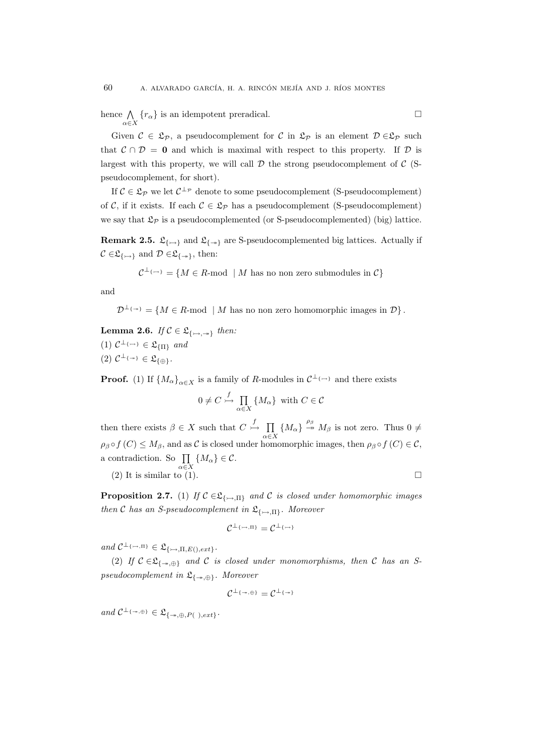hence $\bigwedge_{\alpha \in X} \{r_\alpha\}$ is an idempotent preradical. $\square$

Given $\mathcal{C} \in \mathfrak{L}_{\mathcal{P}}$, a pseudocomplement for $\mathcal{C}$ in $\mathfrak{L}_{\mathcal{P}}$ is an element $\mathcal{D} \in \mathfrak{L}_{\mathcal{P}}$ such that $\mathcal{C} \cap \mathcal{D} = \mathbf{0}$ and which is maximal with respect to this property. If $\mathcal{D}$ is largest with this property, we will call $\mathcal{D}$ the strong pseudocomplement of $\mathcal{C}$ (S-pseudocomplement, for short).

If $\mathcal{C} \in \mathfrak{L}_{\mathcal{P}}$ we let $\mathcal{C}^{\perp_{\mathcal{P}}}$ denote to some pseudocomplement (S-pseudocomplement) of $\mathcal{C}$, if it exists. If each $\mathcal{C} \in \mathfrak{L}_{\mathcal{P}}$ has a pseudocomplement (S-pseudocomplement) we say that $\mathfrak{L}_{\mathcal{P}}$ is a pseudocomplemented (or S-pseudocomplemented) (big) lattice.

**Remark 2.5.** $\mathfrak{L}_{\{\rightarrowtail\}}$ and $\mathfrak{L}_{\{\twoheadrightarrow\}}$ are S-pseudocomplemented big lattices. Actually if $\mathcal{C} \in \mathfrak{L}_{\{\rightarrowtail\}}$ and $\mathcal{D} \in \mathfrak{L}_{\{\twoheadrightarrow\}}$, then:

$$\mathcal{C}^{\perp_{\{\rightarrowtail\}}} = \{M \in R\text{-mod} \mid M \text{ has no non zero submodules in } \mathcal{C}\}$$

and

$$\mathcal{D}^{\perp_{\{\twoheadrightarrow\}}} = \{M \in R\text{-mod} \mid M \text{ has no non zero homomorphic images in } \mathcal{D}\}.$$

**Lemma 2.6.** *If $\mathcal{C} \in \mathfrak{L}_{\{\rightarrowtail,\twoheadrightarrow\}}$ then:*
(1) $\mathcal{C}^{\perp_{\{\rightarrowtail\}}} \in \mathfrak{L}_{\{\Pi\}}$ *and*
(2) $\mathcal{C}^{\perp_{\{\twoheadrightarrow\}}} \in \mathfrak{L}_{\{\oplus\}}$.

**Proof.** (1) If $\{M_\alpha\}_{\alpha \in X}$ is a family of $R$-modules in $\mathcal{C}^{\perp_{\{\rightarrowtail\}}}$ and there exists

$$0 \neq C \overset{f}{\rightarrowtail} \prod_{\alpha \in X} \{M_\alpha\} \text{ with } C \in \mathcal{C}$$

then there exists $\beta \in X$ such that $C \overset{f}{\rightarrowtail} \prod_{\alpha \in X} \{M_\alpha\} \overset{\rho_\beta}{\twoheadrightarrow} M_\beta$ is not zero. Thus $0 \neq \rho_\beta \circ f(C) \leq M_\beta$, and as $\mathcal{C}$ is closed under homomorphic images, then $\rho_\beta \circ f(C) \in \mathcal{C}$, a contradiction. So $\prod_{\alpha \in X} \{M_\alpha\} \in \mathcal{C}$.

(2) It is similar to (1). $\square$

**Proposition 2.7.** (1) *If $\mathcal{C} \in \mathfrak{L}_{\{\rightarrowtail,\Pi\}}$ and $\mathcal{C}$ is closed under homomorphic images then $\mathcal{C}$ has an S-pseudocomplement in $\mathfrak{L}_{\{\rightarrowtail,\Pi\}}$. Moreover*

$$\mathcal{C}^{\perp_{\{\rightarrowtail,\Pi\}}} = \mathcal{C}^{\perp_{\{\rightarrowtail\}}}$$

*and $\mathcal{C}^{\perp_{\{\rightarrowtail,\Pi\}}} \in \mathfrak{L}_{\{\rightarrowtail,\Pi,E(),ext\}}$.*

(2) *If $\mathcal{C} \in \mathfrak{L}_{\{\twoheadrightarrow,\oplus\}}$ and $\mathcal{C}$ is closed under monomorphisms, then $\mathcal{C}$ has an S-pseudocomplement in $\mathfrak{L}_{\{\twoheadrightarrow,\oplus\}}$. Moreover*

$$\mathcal{C}^{\perp_{\{\twoheadrightarrow,\oplus\}}} = \mathcal{C}^{\perp_{\{\twoheadrightarrow\}}}$$

*and $\mathcal{C}^{\perp_{\{\twoheadrightarrow,\oplus\}}} \in \mathfrak{L}_{\{\twoheadrightarrow,\oplus,P(\ ),ext\}}$.*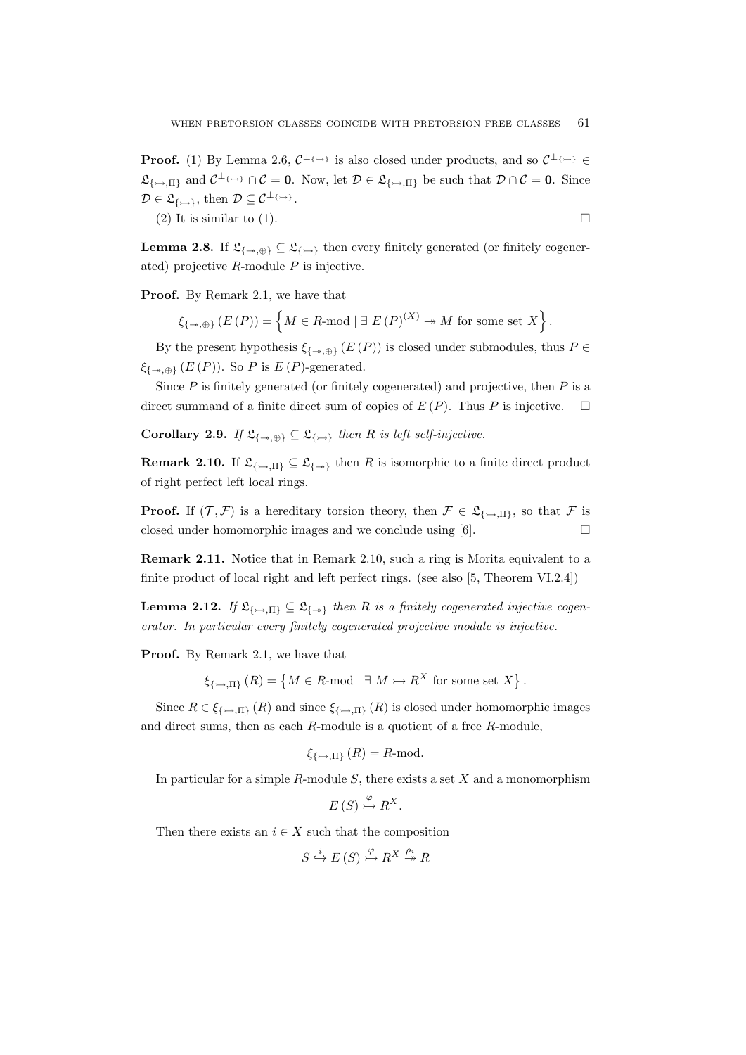**Proof.** (1) By Lemma 2.6, $\mathcal{C}^{\perp_{\{\rightarrowtail\}}}$ is also closed under products, and so $\mathcal{C}^{\perp_{\{\rightarrowtail\}}} \in \mathfrak{L}_{\{\rightarrowtail,\Pi\}}$ and $\mathcal{C}^{\perp_{\{\rightarrowtail\}}} \cap \mathcal{C} = \mathbf{0}$. Now, let $\mathcal{D} \in \mathfrak{L}_{\{\rightarrowtail,\Pi\}}$ be such that $\mathcal{D} \cap \mathcal{C} = \mathbf{0}$. Since $\mathcal{D} \in \mathfrak{L}_{\{\rightarrowtail\}}$, then $\mathcal{D} \subseteq \mathcal{C}^{\perp_{\{\rightarrowtail\}}}$.

(2) It is similar to (1). $\square$

**Lemma 2.8.** If $\mathfrak{L}_{\{\twoheadrightarrow,\oplus\}} \subseteq \mathfrak{L}_{\{\rightarrowtail\}}$ then every finitely generated (or finitely cogenerated) projective $R$-module $P$ is injective.

**Proof.** By Remark 2.1, we have that

$$\xi_{\{\twoheadrightarrow,\oplus\}}\left(E\left(P\right)\right) = \left\{ M \in R\text{-mod} \mid \exists\ E\left(P\right)^{(X)} \twoheadrightarrow M \text{ for some set } X \right\}.$$

By the present hypothesis $\xi_{\{\twoheadrightarrow,\oplus\}}\left(E\left(P\right)\right)$ is closed under submodules, thus $P \in \xi_{\{\twoheadrightarrow,\oplus\}}\left(E\left(P\right)\right)$. So $P$ is $E\left(P\right)$-generated.

Since $P$ is finitely generated (or finitely cogenerated) and projective, then $P$ is a direct summand of a finite direct sum of copies of $E\left(P\right)$. Thus $P$ is injective. $\square$

**Corollary 2.9.** *If $\mathfrak{L}_{\{\twoheadrightarrow,\oplus\}} \subseteq \mathfrak{L}_{\{\rightarrowtail\}}$ then $R$ is left self-injective.*

**Remark 2.10.** If $\mathfrak{L}_{\{\rightarrowtail,\Pi\}} \subseteq \mathfrak{L}_{\{\twoheadrightarrow\}}$ then $R$ is isomorphic to a finite direct product of right perfect left local rings.

**Proof.** If $(\mathcal{T},\mathcal{F})$ is a hereditary torsion theory, then $\mathcal{F} \in \mathfrak{L}_{\{\rightarrowtail,\Pi\}}$, so that $\mathcal{F}$ is closed under homomorphic images and we conclude using [6]. $\square$

**Remark 2.11.** Notice that in Remark 2.10, such a ring is Morita equivalent to a finite product of local right and left perfect rings. (see also [5, Theorem VI.2.4])

**Lemma 2.12.** *If $\mathfrak{L}_{\{\rightarrowtail,\Pi\}} \subseteq \mathfrak{L}_{\{\twoheadrightarrow\}}$ then $R$ is a finitely cogenerated injective cogenerator. In particular every finitely cogenerated projective module is injective.*

**Proof.** By Remark 2.1, we have that

$$\xi_{\{\rightarrowtail,\Pi\}}\left(R\right) = \left\{ M \in R\text{-mod} \mid \exists\ M \rightarrowtail R^X \text{ for some set } X \right\}.$$

Since $R \in \xi_{\{\rightarrowtail,\Pi\}}\left(R\right)$ and since $\xi_{\{\rightarrowtail,\Pi\}}\left(R\right)$ is closed under homomorphic images and direct sums, then as each $R$-module is a quotient of a free $R$-module,

$$\xi_{\{\rightarrowtail,\Pi\}}\left(R\right) = R\text{-mod}.$$

In particular for a simple $R$-module $S$, there exists a set $X$ and a monomorphism

$$E\left(S\right) \overset{\varphi}{\rightarrowtail} R^X.$$

Then there exists an $i \in X$ such that the composition

$$S \overset{i}{\hookrightarrow} E\left(S\right) \overset{\varphi}{\rightarrowtail} R^X \overset{\rho_i}{\twoheadrightarrow} R$$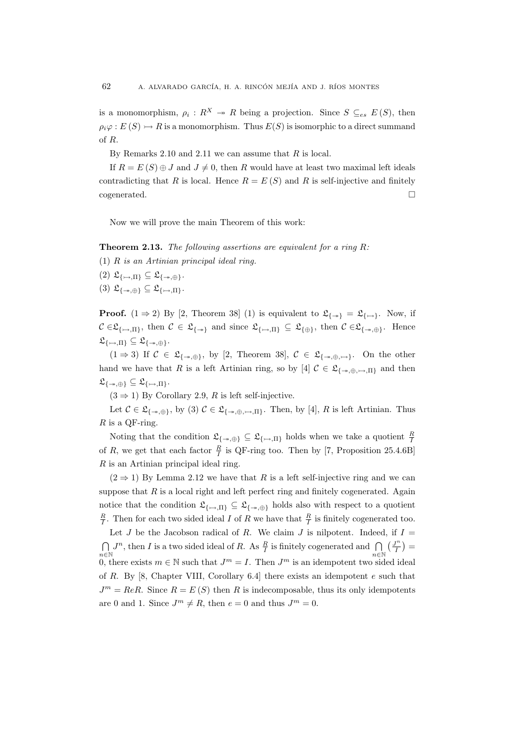is a monomorphism, $\rho_i : R^X \twoheadrightarrow R$ being a projection. Since $S \subseteq_{es} E(S)$, then $\rho_i \varphi : E(S) \rightarrowtail R$ is a monomorphism. Thus $E(S)$ is isomorphic to a direct summand of $R$.

By Remarks 2.10 and 2.11 we can assume that $R$ is local.

If $R = E(S) \oplus J$ and $J \neq 0$, then $R$ would have at least two maximal left ideals contradicting that $R$ is local. Hence $R = E(S)$ and $R$ is self-injective and finitely cogenerated. □

Now we will prove the main Theorem of this work:

**Theorem 2.13.** *The following assertions are equivalent for a ring $R$:*

(1) *$R$ is an Artinian principal ideal ring.*

(2) $\mathfrak{L}_{\{\rightarrowtail,\Pi\}} \subseteq \mathfrak{L}_{\{\twoheadrightarrow,\oplus\}}$.

(3) $\mathfrak{L}_{\{\twoheadrightarrow,\oplus\}} \subseteq \mathfrak{L}_{\{\rightarrowtail,\Pi\}}$.

**Proof.** $(1 \Rightarrow 2)$ By [2, Theorem 38] (1) is equivalent to $\mathfrak{L}_{\{\twoheadrightarrow\}} = \mathfrak{L}_{\{\rightarrowtail\}}$. Now, if $\mathcal{C} \in \mathfrak{L}_{\{\rightarrowtail,\Pi\}}$, then $\mathcal{C} \in \mathfrak{L}_{\{\twoheadrightarrow\}}$ and since $\mathfrak{L}_{\{\rightarrowtail,\Pi\}} \subseteq \mathfrak{L}_{\{\oplus\}}$, then $\mathcal{C} \in \mathfrak{L}_{\{\twoheadrightarrow,\oplus\}}$. Hence $\mathfrak{L}_{\{\rightarrowtail,\Pi\}} \subseteq \mathfrak{L}_{\{\twoheadrightarrow,\oplus\}}$.

$(1 \Rightarrow 3)$ If $\mathcal{C} \in \mathfrak{L}_{\{\twoheadrightarrow,\oplus\}}$, by [2, Theorem 38], $\mathcal{C} \in \mathfrak{L}_{\{\twoheadrightarrow,\oplus,\rightarrowtail\}}$. On the other hand we have that $R$ is a left Artinian ring, so by [4] $\mathcal{C} \in \mathfrak{L}_{\{\twoheadrightarrow,\oplus,\rightarrowtail,\Pi\}}$ and then $\mathfrak{L}_{\{\twoheadrightarrow,\oplus\}} \subseteq \mathfrak{L}_{\{\rightarrowtail,\Pi\}}$.

$(3 \Rightarrow 1)$ By Corollary 2.9, $R$ is left self-injective.

Let $\mathcal{C} \in \mathfrak{L}_{\{\twoheadrightarrow,\oplus\}}$, by (3) $\mathcal{C} \in \mathfrak{L}_{\{\twoheadrightarrow,\oplus,\rightarrowtail,\Pi\}}$. Then, by [4], $R$ is left Artinian. Thus $R$ is a QF-ring.

Noting that the condition $\mathfrak{L}_{\{\twoheadrightarrow,\oplus\}} \subseteq \mathfrak{L}_{\{\rightarrowtail,\Pi\}}$ holds when we take a quotient $\frac{R}{I}$ of $R$, we get that each factor $\frac{R}{I}$ is QF-ring too. Then by [7, Proposition 25.4.6B] $R$ is an Artinian principal ideal ring.

$(2 \Rightarrow 1)$ By Lemma 2.12 we have that $R$ is a left self-injective ring and we can suppose that $R$ is a local right and left perfect ring and finitely cogenerated. Again notice that the condition $\mathfrak{L}_{\{\rightarrowtail,\Pi\}} \subseteq \mathfrak{L}_{\{\twoheadrightarrow,\oplus\}}$ holds also with respect to a quotient $\frac{R}{I}$. Then for each two sided ideal $I$ of $R$ we have that $\frac{R}{I}$ is finitely cogenerated too.

Let $J$ be the Jacobson radical of $R$. We claim $J$ is nilpotent. Indeed, if $I = \bigcap_{n \in \mathbb{N}} J^n$, then $I$ is a two sided ideal of $R$. As $\frac{R}{I}$ is finitely cogenerated and $\bigcap_{n \in \mathbb{N}} \left(\frac{J^n}{I}\right) = 0$, there exists $m \in \mathbb{N}$ such that $J^m = I$. Then $J^m$ is an idempotent two sided ideal of $R$. By [8, Chapter VIII, Corollary 6.4] there exists an idempotent $e$ such that $J^m = ReR$. Since $R = E(S)$ then $R$ is indecomposable, thus its only idempotents are 0 and 1. Since $J^m \neq R$, then $e = 0$ and thus $J^m = 0$.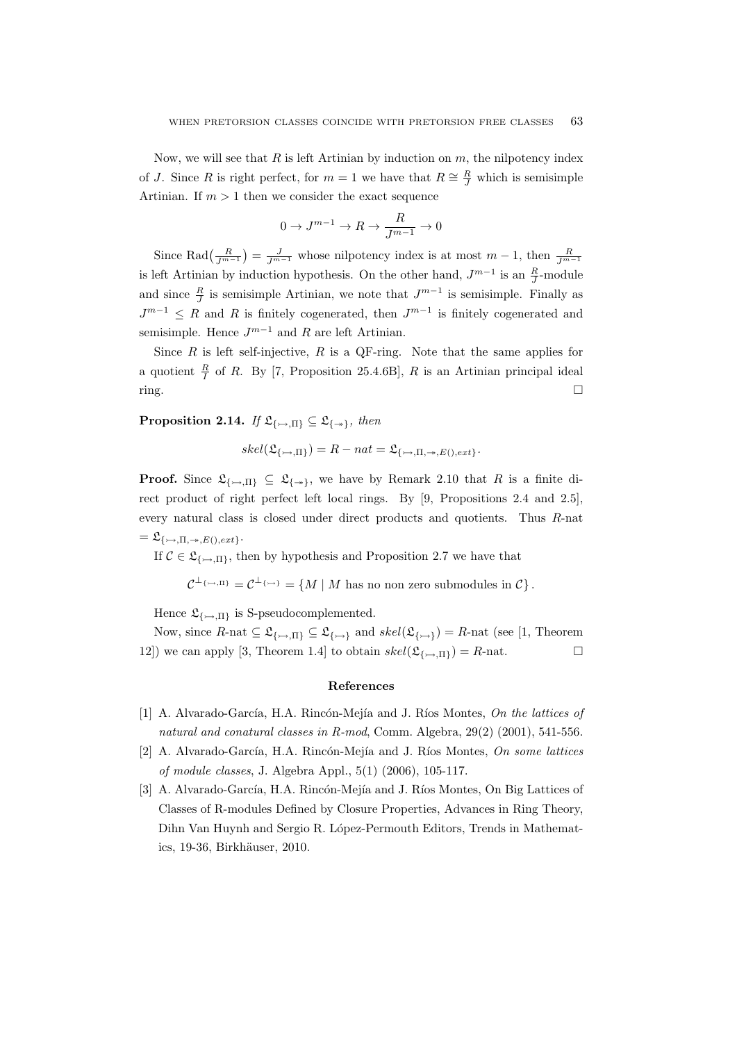Now, we will see that $R$ is left Artinian by induction on $m$, the nilpotency index of $J$. Since $R$ is right perfect, for $m = 1$ we have that $R \cong \frac{R}{J}$ which is semisimple Artinian. If $m > 1$ then we consider the exact sequence

$$0 \to J^{m-1} \to R \to \frac{R}{J^{m-1}} \to 0$$

Since $\mathrm{Rad}\big(\frac{R}{J^{m-1}}\big) = \frac{J}{J^{m-1}}$ whose nilpotency index is at most $m-1$, then $\frac{R}{J^{m-1}}$ is left Artinian by induction hypothesis. On the other hand, $J^{m-1}$ is an $\frac{R}{J}$-module and since $\frac{R}{J}$ is semisimple Artinian, we note that $J^{m-1}$ is semisimple. Finally as $J^{m-1} \leq R$ and $R$ is finitely cogenerated, then $J^{m-1}$ is finitely cogenerated and semisimple. Hence $J^{m-1}$ and $R$ are left Artinian.

Since $R$ is left self-injective, $R$ is a QF-ring. Note that the same applies for a quotient $\frac{R}{I}$ of $R$. By [7, Proposition 25.4.6B], $R$ is an Artinian principal ideal ring. □

**Proposition 2.14.** *If $\mathfrak{L}_{\{\rightarrowtail,\Pi\}} \subseteq \mathfrak{L}_{\{\twoheadrightarrow\}}$, then*

$$skel(\mathfrak{L}_{\{\rightarrowtail,\Pi\}}) = R - nat = \mathfrak{L}_{\{\rightarrowtail,\Pi,\twoheadrightarrow,E(),ext\}}.$$

**Proof.** Since $\mathfrak{L}_{\{\rightarrowtail,\Pi\}} \subseteq \mathfrak{L}_{\{\twoheadrightarrow\}}$, we have by Remark 2.10 that $R$ is a finite direct product of right perfect left local rings. By [9, Propositions 2.4 and 2.5], every natural class is closed under direct products and quotients. Thus $R$-nat $= \mathfrak{L}_{\{\rightarrowtail,\Pi,\twoheadrightarrow,E(),ext\}}$.

If $\mathcal{C} \in \mathfrak{L}_{\{\rightarrowtail,\Pi\}}$, then by hypothesis and Proposition 2.7 we have that

$$\mathcal{C}^{\perp_{\{\rightarrowtail,\Pi\}}} = \mathcal{C}^{\perp_{\{\rightarrowtail\}}} = \{M \mid M \text{ has no non zero submodules in } \mathcal{C}\}.$$

Hence $\mathfrak{L}_{\{\rightarrowtail,\Pi\}}$ is S-pseudocomplemented.

Now, since $R$-nat $\subseteq \mathfrak{L}_{\{\rightarrowtail,\Pi\}} \subseteq \mathfrak{L}_{\{\rightarrowtail\}}$ and $skel(\mathfrak{L}_{\{\rightarrowtail\}}) = R$-nat (see [1, Theorem 12]) we can apply [3, Theorem 1.4] to obtain $skel(\mathfrak{L}_{\{\rightarrowtail,\Pi\}}) = R$-nat. □

## References

[1] A. Alvarado-García, H.A. Rincón-Mejía and J. Ríos Montes, *On the lattices of natural and conatural classes in R-mod*, Comm. Algebra, 29(2) (2001), 541-556.

[2] A. Alvarado-García, H.A. Rincón-Mejía and J. Ríos Montes, *On some lattices of module classes*, J. Algebra Appl., 5(1) (2006), 105-117.

[3] A. Alvarado-García, H.A. Rincón-Mejía and J. Ríos Montes, On Big Lattices of Classes of R-modules Defined by Closure Properties, Advances in Ring Theory, Dihn Van Huynh and Sergio R. López-Permouth Editors, Trends in Mathematics, 19-36, Birkhäuser, 2010.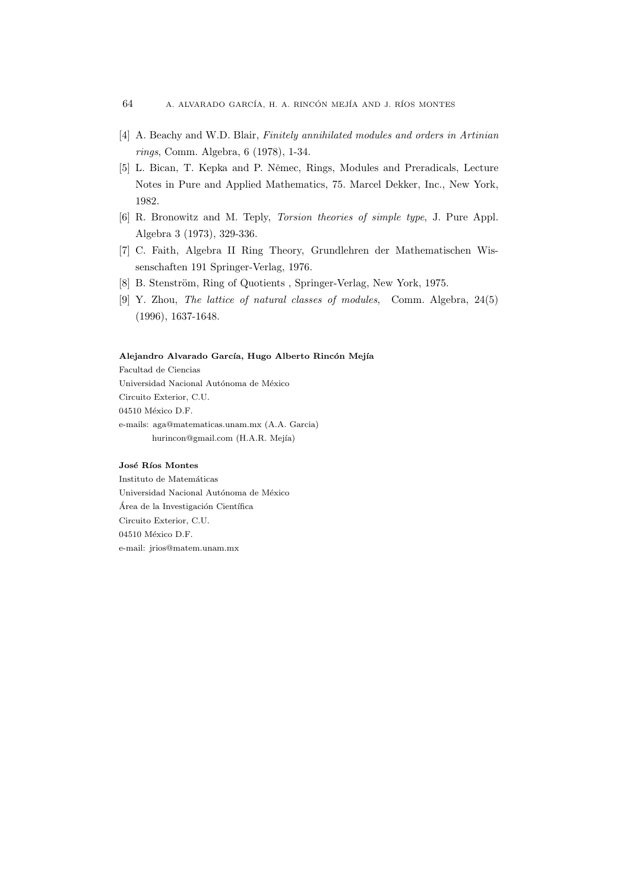[4] A. Beachy and W.D. Blair, *Finitely annihilated modules and orders in Artinian rings*, Comm. Algebra, 6 (1978), 1-34.

[5] L. Bican, T. Kepka and P. Němec, Rings, Modules and Preradicals, Lecture Notes in Pure and Applied Mathematics, 75. Marcel Dekker, Inc., New York, 1982.

[6] R. Bronowitz and M. Teply, *Torsion theories of simple type*, J. Pure Appl. Algebra 3 (1973), 329-336.

[7] C. Faith, Algebra II Ring Theory, Grundlehren der Mathematischen Wissenschaften 191 Springer-Verlag, 1976.

[8] B. Stenström, Ring of Quotients , Springer-Verlag, New York, 1975.

[9] Y. Zhou, *The lattice of natural classes of modules*, Comm. Algebra, 24(5) (1996), 1637-1648.

**Alejandro Alvarado García, Hugo Alberto Rincón Mejía**
Facultad de Ciencias
Universidad Nacional Autónoma de México
Circuito Exterior, C.U.
04510 México D.F.
e-mails: aga@matematicas.unam.mx (A.A. Garcia)
hurincon@gmail.com (H.A.R. Mejía)

**José Ríos Montes**
Instituto de Matemáticas
Universidad Nacional Autónoma de México
Área de la Investigación Científica
Circuito Exterior, C.U.
04510 México D.F.
e-mail: jrios@matem.unam.mx